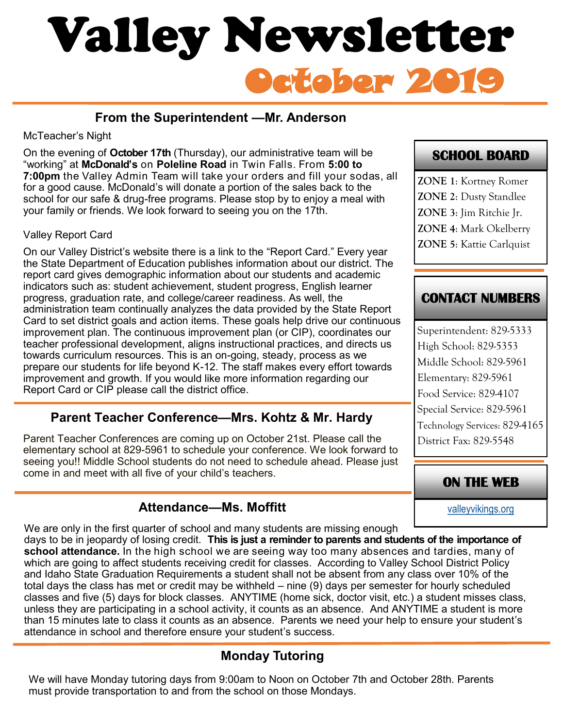# Valley Newsletter

## October 2019

## From the Superintendent —Mr. Anderson

McTeacher's Night

On the evening of **October 17th** (Thursday), our administrative team will be "working" at **McDonald's** on **Poleline Road** in Twin Falls. From **5:00 to 7:00pm** the Valley Admin Team will take your orders and fill your sodas, all for a good cause. McDonald's will donate a portion of the sales back to the school for our safe & drug-free programs. Please stop by to enjoy a meal with your family or friends. We look forward to seeing you on the 17th.

Valley Report Card

On our Valley District's website there is a link to the "Report Card." Every year the State Department of Education publishes information about our district. The report card gives demographic information about our students and academic indicators such as: student achievement, student progress, English learner progress, graduation rate, and college/career readiness. As well, the administration team continually analyzes the data provided by the State Report Card to set district goals and action items. These goals help drive our continuous improvement plan. The continuous improvement plan (or CIP), coordinates our teacher professional development, aligns instructional practices, and directs us towards curriculum resources. This is an on-going, steady, process as we prepare our students for life beyond K-12. The staff makes every effort towards improvement and growth. If you would like more information regarding our Report Card or CIP please call the district office.

## Parent Teacher Conference—Mrs. Kohtz & Mr. Hardy

Parent Teacher Conferences are coming up on October 21st. Please call the elementary school at 829-5961 to schedule your conference. We look forward to seeing you!! Middle School students do not need to schedule ahead. Please just come in and meet with all five of your child's teachers.

## Attendance—Ms. Moffitt

We are only in the first quarter of school and many students are missing enough days to be in jeopardy of losing credit. **This is just a reminder to parents and students of the importance of school attendance.** In the high school we are seeing way too many absences and tardies, many of which are going to affect students receiving credit for classes. According to Valley School District Policy and Idaho State Graduation Requirements a student shall not be absent from any class over 10% of the total days the class has met or credit may be withheld – nine (9) days per semester for hourly scheduled classes and five (5) days for block classes. ANYTIME (home sick, doctor visit, etc.) a student misses class, unless they are participating in a school activity, it counts as an absence. And ANYTIME a student is more than 15 minutes late to class it counts as an absence. Parents we need your help to ensure your student's attendance in school and therefore ensure your student's success.

## Monday Tutoring

We will have Monday tutoring days from 9:00am to Noon on October 7th and October 28th. Parents must provide transportation to and from the school on those Mondays.

## SCHOOL BOARD

**ZONE 1**: Kortney Romer
**ZONE 2**: Dusty Standlee
**ZONE 3**: Jim Ritchie Jr.
**ZONE 4**: Mark Okelberry
**ZONE 5**: Kattie Carlquist

## CONTACT NUMBERS

Superintendent: 829-5333
High School: 829-5353
Middle School: 829-5961
Elementary: 829-5961
Food Service: 829-4107
Special Service: 829-5961
Technology Services: 829-4165
District Fax: 829-5548

## ON THE WEB

valleyvikings.org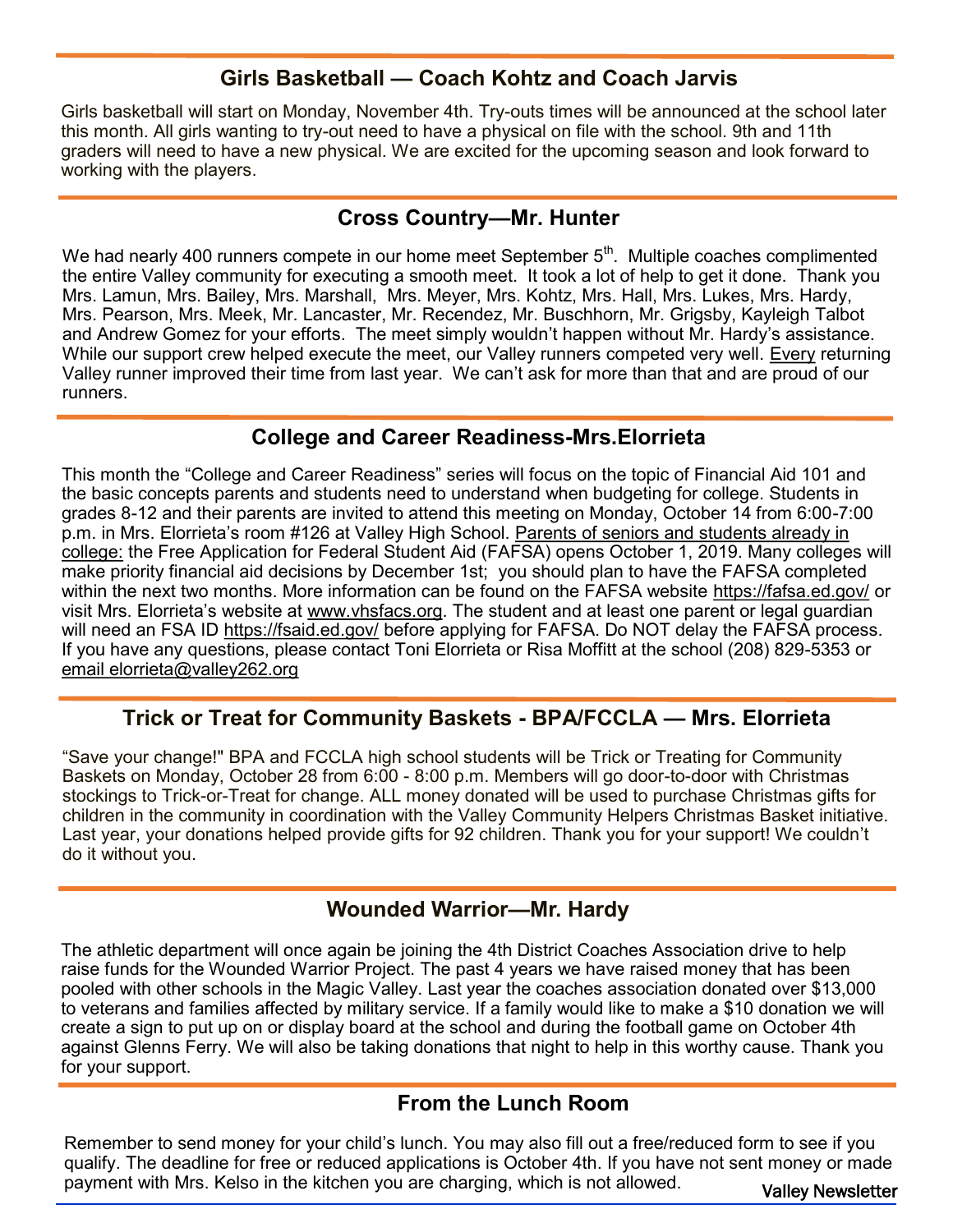## Girls Basketball — Coach Kohtz and Coach Jarvis

Girls basketball will start on Monday, November 4th. Try-outs times will be announced at the school later this month. All girls wanting to try-out need to have a physical on file with the school. 9th and 11th graders will need to have a new physical. We are excited for the upcoming season and look forward to working with the players.

## Cross Country—Mr. Hunter

We had nearly 400 runners compete in our home meet September 5th. Multiple coaches complimented the entire Valley community for executing a smooth meet. It took a lot of help to get it done. Thank you Mrs. Lamun, Mrs. Bailey, Mrs. Marshall, Mrs. Meyer, Mrs. Kohtz, Mrs. Hall, Mrs. Lukes, Mrs. Hardy, Mrs. Pearson, Mrs. Meek, Mr. Lancaster, Mr. Recendez, Mr. Buschhorn, Mr. Grigsby, Kayleigh Talbot and Andrew Gomez for your efforts. The meet simply wouldn't happen without Mr. Hardy's assistance. While our support crew helped execute the meet, our Valley runners competed very well. Every returning Valley runner improved their time from last year. We can't ask for more than that and are proud of our runners.

## College and Career Readiness-Mrs.Elorrieta

This month the "College and Career Readiness" series will focus on the topic of Financial Aid 101 and the basic concepts parents and students need to understand when budgeting for college. Students in grades 8-12 and their parents are invited to attend this meeting on Monday, October 14 from 6:00-7:00 p.m. in Mrs. Elorrieta's room #126 at Valley High School. Parents of seniors and students already in college: the Free Application for Federal Student Aid (FAFSA) opens October 1, 2019. Many colleges will make priority financial aid decisions by December 1st; you should plan to have the FAFSA completed within the next two months. More information can be found on the FAFSA website https://fafsa.ed.gov/ or visit Mrs. Elorrieta's website at www.vhsfacs.org. The student and at least one parent or legal guardian will need an FSA ID https://fsaid.ed.gov/ before applying for FAFSA. Do NOT delay the FAFSA process. If you have any questions, please contact Toni Elorrieta or Risa Moffitt at the school (208) 829-5353 or email elorrieta@valley262.org

## Trick or Treat for Community Baskets - BPA/FCCLA — Mrs. Elorrieta

"Save your change!" BPA and FCCLA high school students will be Trick or Treating for Community Baskets on Monday, October 28 from 6:00 - 8:00 p.m. Members will go door-to-door with Christmas stockings to Trick-or-Treat for change. ALL money donated will be used to purchase Christmas gifts for children in the community in coordination with the Valley Community Helpers Christmas Basket initiative. Last year, your donations helped provide gifts for 92 children. Thank you for your support! We couldn't do it without you.

## Wounded Warrior—Mr. Hardy

The athletic department will once again be joining the 4th District Coaches Association drive to help raise funds for the Wounded Warrior Project. The past 4 years we have raised money that has been pooled with other schools in the Magic Valley. Last year the coaches association donated over $13,000 to veterans and families affected by military service. If a family would like to make a $10 donation we will create a sign to put up on or display board at the school and during the football game on October 4th against Glenns Ferry. We will also be taking donations that night to help in this worthy cause. Thank you for your support.

## From the Lunch Room

Remember to send money for your child's lunch. You may also fill out a free/reduced form to see if you qualify. The deadline for free or reduced applications is October 4th. If you have not sent money or made payment with Mrs. Kelso in the kitchen you are charging, which is not allowed.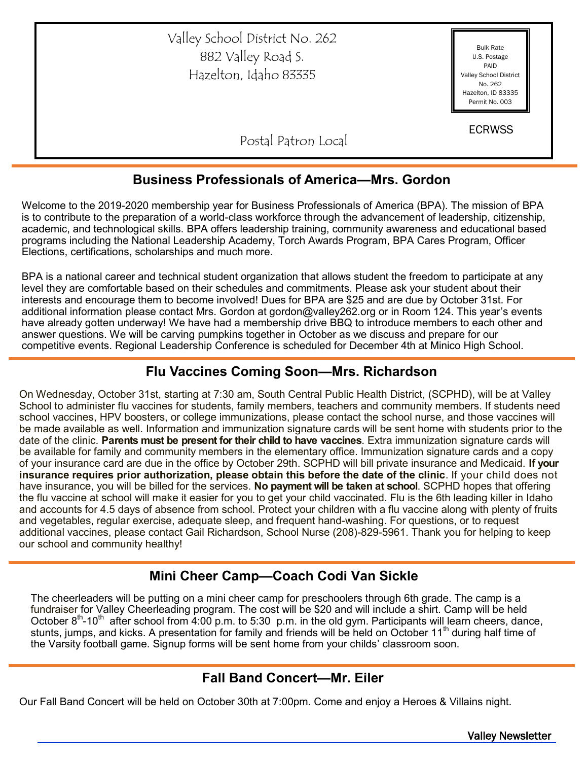Valley School District No. 262
882 Valley Road S.
Hazelton, Idaho 83335

Bulk Rate
U.S. Postage
PAID
Valley School District
No. 262
Hazelton, ID 83335
Permit No. 003

ECRWSS

Postal Patron Local

## Business Professionals of America—Mrs. Gordon

Welcome to the 2019-2020 membership year for Business Professionals of America (BPA). The mission of BPA is to contribute to the preparation of a world-class workforce through the advancement of leadership, citizenship, academic, and technological skills. BPA offers leadership training, community awareness and educational based programs including the National Leadership Academy, Torch Awards Program, BPA Cares Program, Officer Elections, certifications, scholarships and much more.

BPA is a national career and technical student organization that allows student the freedom to participate at any level they are comfortable based on their schedules and commitments. Please ask your student about their interests and encourage them to become involved! Dues for BPA are $25 and are due by October 31st. For additional information please contact Mrs. Gordon at gordon@valley262.org or in Room 124. This year's events have already gotten underway! We have had a membership drive BBQ to introduce members to each other and answer questions. We will be carving pumpkins together in October as we discuss and prepare for our competitive events. Regional Leadership Conference is scheduled for December 4th at Minico High School.

## Flu Vaccines Coming Soon—Mrs. Richardson

On Wednesday, October 31st, starting at 7:30 am, South Central Public Health District, (SCPHD), will be at Valley School to administer flu vaccines for students, family members, teachers and community members. If students need school vaccines, HPV boosters, or college immunizations, please contact the school nurse, and those vaccines will be made available as well. Information and immunization signature cards will be sent home with students prior to the date of the clinic. **Parents must be present for their child to have vaccines**. Extra immunization signature cards will be available for family and community members in the elementary office. Immunization signature cards and a copy of your insurance card are due in the office by October 29th. SCPHD will bill private insurance and Medicaid. **If your insurance requires prior authorization, please obtain this before the date of the clinic**. If your child does not have insurance, you will be billed for the services. **No payment will be taken at school**. SCPHD hopes that offering the flu vaccine at school will make it easier for you to get your child vaccinated. Flu is the 6th leading killer in Idaho and accounts for 4.5 days of absence from school. Protect your children with a flu vaccine along with plenty of fruits and vegetables, regular exercise, adequate sleep, and frequent hand-washing. For questions, or to request additional vaccines, please contact Gail Richardson, School Nurse (208)-829-5961. Thank you for helping to keep our school and community healthy!

## Mini Cheer Camp—Coach Codi Van Sickle

The cheerleaders will be putting on a mini cheer camp for preschoolers through 6th grade. The camp is a fundraiser for Valley Cheerleading program. The cost will be $20 and will include a shirt. Camp will be held October 8th-10th after school from 4:00 p.m. to 5:30 p.m. in the old gym. Participants will learn cheers, dance, stunts, jumps, and kicks. A presentation for family and friends will be held on October 11th during half time of the Varsity football game. Signup forms will be sent home from your childs' classroom soon.

## Fall Band Concert—Mr. Eiler

Our Fall Band Concert will be held on October 30th at 7:00pm. Come and enjoy a Heroes & Villains night.